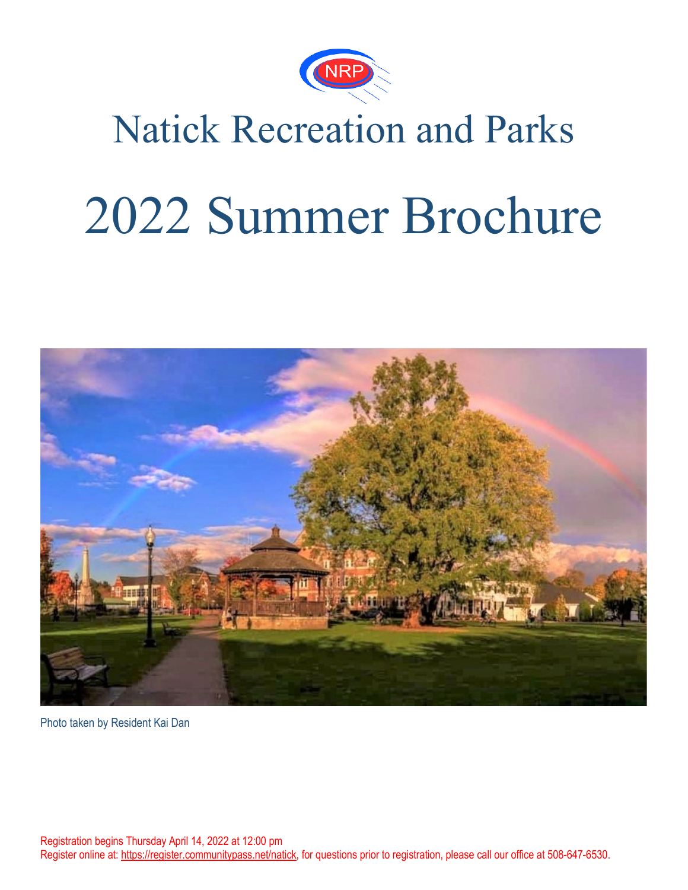NRP

# Natick Recreation and Parks

# 2022 Summer Brochure

Photo taken by Resident Kai Dan

Registration begins Thursday April 14, 2022 at 12:00 pm
Register online at: https://register.communitypass.net/natick, for questions prior to registration, please call our office at 508-647-6530.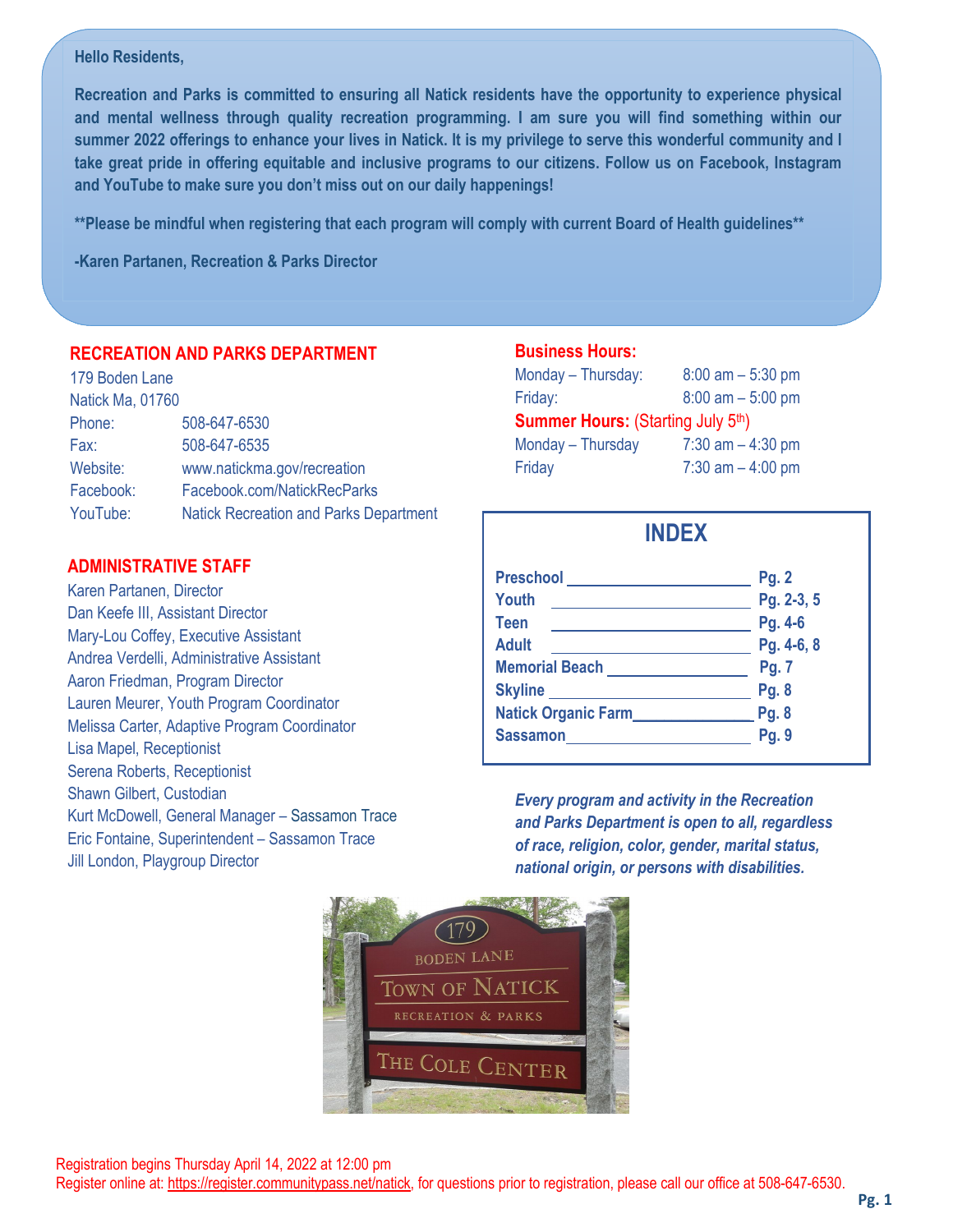**Hello Residents,**

**Recreation and Parks is committed to ensuring all Natick residents have the opportunity to experience physical and mental wellness through quality recreation programming. I am sure you will find something within our summer 2022 offerings to enhance your lives in Natick. It is my privilege to serve this wonderful community and I take great pride in offering equitable and inclusive programs to our citizens. Follow us on Facebook, Instagram and YouTube to make sure you don't miss out on our daily happenings!**

**\*\*Please be mindful when registering that each program will comply with current Board of Health guidelines\*\***

**-Karen Partanen, Recreation & Parks Director**

## RECREATION AND PARKS DEPARTMENT

179 Boden Lane
Natick Ma, 01760

| | |
|---|---|
| Phone: | 508-647-6530 |
| Fax: | 508-647-6535 |
| Website: | www.natickma.gov/recreation |
| Facebook: | Facebook.com/NatickRecParks |
| YouTube: | Natick Recreation and Parks Department |

## ADMINISTRATIVE STAFF

Karen Partanen, Director
Dan Keefe III, Assistant Director
Mary-Lou Coffey, Executive Assistant
Andrea Verdelli, Administrative Assistant
Aaron Friedman, Program Director
Lauren Meurer, Youth Program Coordinator
Melissa Carter, Adaptive Program Coordinator
Lisa Mapel, Receptionist
Serena Roberts, Receptionist
Shawn Gilbert, Custodian
Kurt McDowell, General Manager – Sassamon Trace
Eric Fontaine, Superintendent – Sassamon Trace
Jill London, Playgroup Director

## Business Hours:

| | |
|---|---|
| Monday – Thursday: | 8:00 am – 5:30 pm |
| Friday: | 8:00 am – 5:00 pm |

**Summer Hours:** (Starting July 5th)

| | |
|---|---|
| Monday – Thursday | 7:30 am – 4:30 pm |
| Friday | 7:30 am – 4:00 pm |

## INDEX

| | |
|---|---|
| **Preschool** | **Pg. 2** |
| **Youth** | **Pg. 2-3, 5** |
| **Teen** | **Pg. 4-6** |
| **Adult** | **Pg. 4-6, 8** |
| **Memorial Beach** | **Pg. 7** |
| **Skyline** | **Pg. 8** |
| **Natick Organic Farm** | **Pg. 8** |
| **Sassamon** | **Pg. 9** |

***Every program and activity in the Recreation and Parks Department is open to all, regardless of race, religion, color, gender, marital status, national origin, or persons with disabilities.***

Registration begins Thursday April 14, 2022 at 12:00 pm
Register online at: https://register.communitypass.net/natick, for questions prior to registration, please call our office at 508-647-6530.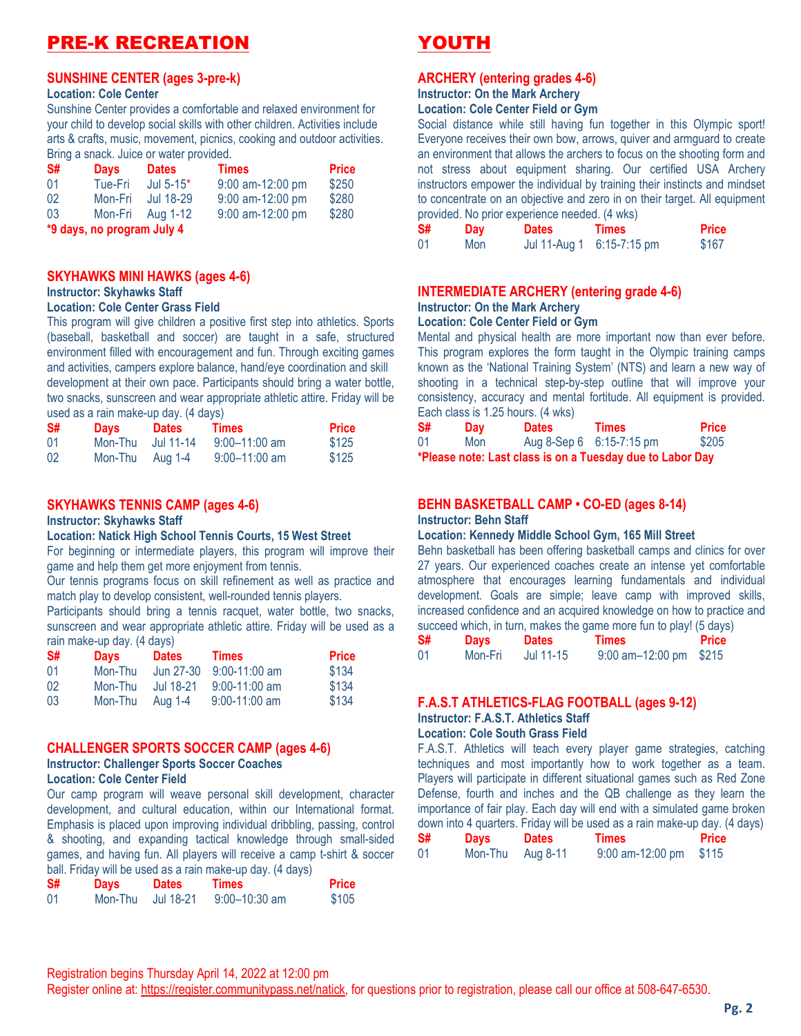# PRE-K RECREATION

### SUNSHINE CENTER (ages 3-pre-k)

**Location: Cole Center**

Sunshine Center provides a comfortable and relaxed environment for your child to develop social skills with other children. Activities include arts & crafts, music, movement, picnics, cooking and outdoor activities. Bring a snack. Juice or water provided.

| S# | Days | Dates | Times | Price |
|---|---|---|---|---|
| 01 | Tue-Fri | Jul 5-15* | 9:00 am-12:00 pm | $250 |
| 02 | Mon-Fri | Jul 18-29 | 9:00 am-12:00 pm | $280 |
| 03 | Mon-Fri | Aug 1-12 | 9:00 am-12:00 pm | $280 |

***9 days, no program July 4**

### SKYHAWKS MINI HAWKS (ages 4-6)

**Instructor: Skyhawks Staff**

**Location: Cole Center Grass Field**

This program will give children a positive first step into athletics. Sports (baseball, basketball and soccer) are taught in a safe, structured environment filled with encouragement and fun. Through exciting games and activities, campers explore balance, hand/eye coordination and skill development at their own pace. Participants should bring a water bottle, two snacks, sunscreen and wear appropriate athletic attire. Friday will be used as a rain make-up day. (4 days)

| S# | Days | Dates | Times | Price |
|---|---|---|---|---|
| 01 | Mon-Thu | Jul 11-14 | 9:00–11:00 am | $125 |
| 02 | Mon-Thu | Aug 1-4 | 9:00–11:00 am | $125 |

### SKYHAWKS TENNIS CAMP (ages 4-6)

**Instructor: Skyhawks Staff**

**Location: Natick High School Tennis Courts, 15 West Street**

For beginning or intermediate players, this program will improve their game and help them get more enjoyment from tennis.

Our tennis programs focus on skill refinement as well as practice and match play to develop consistent, well-rounded tennis players.

Participants should bring a tennis racquet, water bottle, two snacks, sunscreen and wear appropriate athletic attire. Friday will be used as a rain make-up day. (4 days)

| S# | Days | Dates | Times | Price |
|---|---|---|---|---|
| 01 | Mon-Thu | Jun 27-30 | 9:00-11:00 am | $134 |
| 02 | Mon-Thu | Jul 18-21 | 9:00-11:00 am | $134 |
| 03 | Mon-Thu | Aug 1-4 | 9:00-11:00 am | $134 |

### CHALLENGER SPORTS SOCCER CAMP (ages 4-6)

**Instructor: Challenger Sports Soccer Coaches**

**Location: Cole Center Field**

Our camp program will weave personal skill development, character development, and cultural education, within our International format. Emphasis is placed upon improving individual dribbling, passing, control & shooting, and expanding tactical knowledge through small-sided games, and having fun. All players will receive a camp t-shirt & soccer ball. Friday will be used as a rain make-up day. (4 days)

| S# | Days | Dates | Times | Price |
|---|---|---|---|---|
| 01 | Mon-Thu | Jul 18-21 | 9:00–10:30 am | $105 |

# YOUTH

### ARCHERY (entering grades 4-6)

**Instructor: On the Mark Archery**

**Location: Cole Center Field or Gym**

Social distance while still having fun together in this Olympic sport! Everyone receives their own bow, arrows, quiver and armguard to create an environment that allows the archers to focus on the shooting form and not stress about equipment sharing. Our certified USA Archery instructors empower the individual by training their instincts and mindset to concentrate on an objective and zero in on their target. All equipment provided. No prior experience needed. (4 wks)

| S# | Day | Dates | Times | Price |
|---|---|---|---|---|
| 01 | Mon | Jul 11-Aug 1 | 6:15-7:15 pm | $167 |

### INTERMEDIATE ARCHERY (entering grade 4-6)

**Instructor: On the Mark Archery**

**Location: Cole Center Field or Gym**

Mental and physical health are more important now than ever before. This program explores the form taught in the Olympic training camps known as the 'National Training System' (NTS) and learn a new way of shooting in a technical step-by-step outline that will improve your consistency, accuracy and mental fortitude. All equipment is provided. Each class is 1.25 hours. (4 wks)

| S# | Day | Dates | Times | Price |
|---|---|---|---|---|
| 01 | Mon | Aug 8-Sep 6 | 6:15-7:15 pm | $205 |

***Please note: Last class is on a Tuesday due to Labor Day**

### BEHN BASKETBALL CAMP • CO-ED (ages 8-14)

**Instructor: Behn Staff**

**Location: Kennedy Middle School Gym, 165 Mill Street**

Behn basketball has been offering basketball camps and clinics for over 27 years. Our experienced coaches create an intense yet comfortable atmosphere that encourages learning fundamentals and individual development. Goals are simple; leave camp with improved skills, increased confidence and an acquired knowledge on how to practice and succeed which, in turn, makes the game more fun to play! (5 days)

| S# | Days | Dates | Times | Price |
|---|---|---|---|---|
| 01 | Mon-Fri | Jul 11-15 | 9:00 am–12:00 pm | $215 |

### F.A.S.T ATHLETICS-FLAG FOOTBALL (ages 9-12)

**Instructor: F.A.S.T. Athletics Staff**

**Location: Cole South Grass Field**

F.A.S.T. Athletics will teach every player game strategies, catching techniques and most importantly how to work together as a team. Players will participate in different situational games such as Red Zone Defense, fourth and inches and the QB challenge as they learn the importance of fair play. Each day will end with a simulated game broken down into 4 quarters. Friday will be used as a rain make-up day. (4 days)

| S# | Days | Dates | Times | Price |
|---|---|---|---|---|
| 01 | Mon-Thu | Aug 8-11 | 9:00 am-12:00 pm | $115 |

Registration begins Thursday April 14, 2022 at 12:00 pm

Register online at: https://register.communitypass.net/natick, for questions prior to registration, please call our office at 508-647-6530.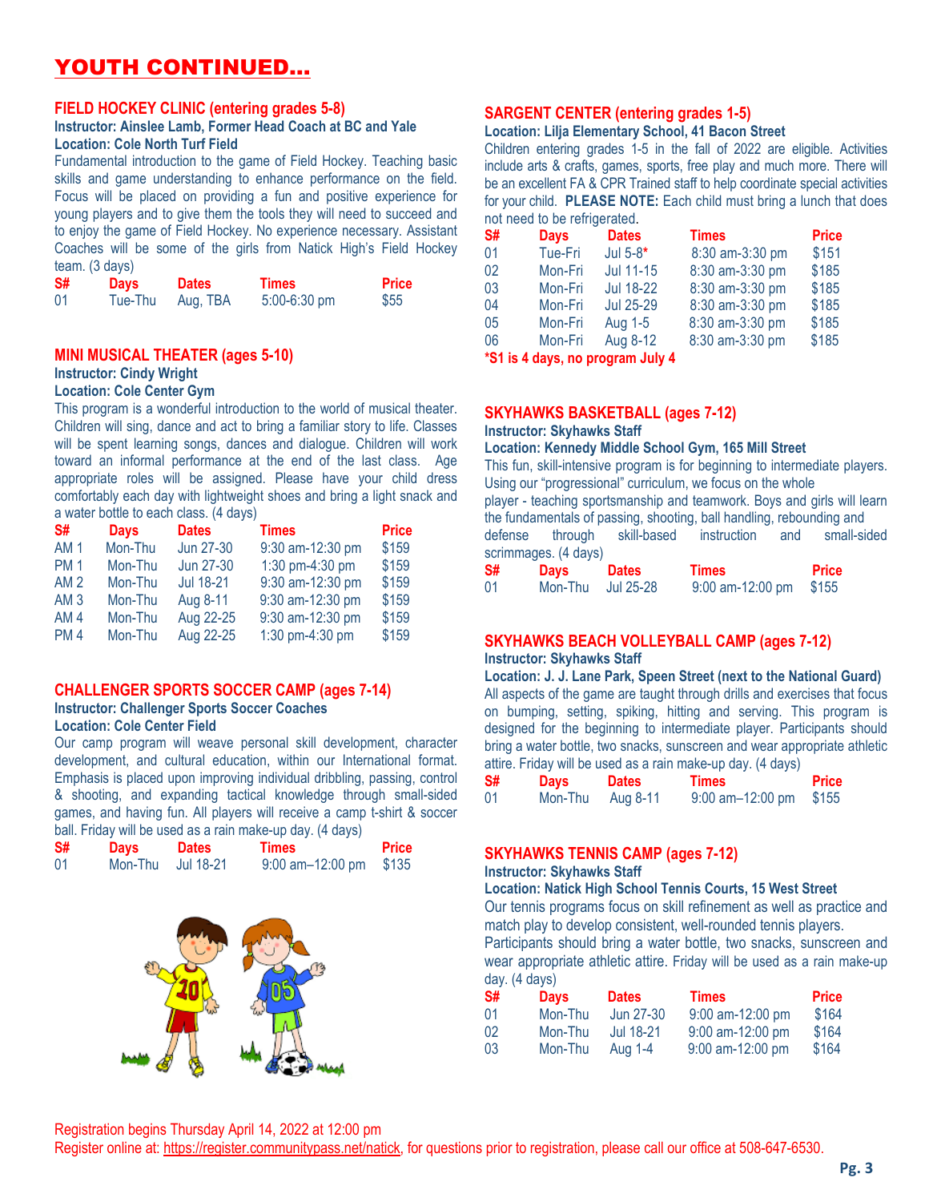# YOUTH CONTINUED…

## FIELD HOCKEY CLINIC (entering grades 5-8)

**Instructor: Ainslee Lamb, Former Head Coach at BC and Yale**
**Location: Cole North Turf Field**

Fundamental introduction to the game of Field Hockey. Teaching basic skills and game understanding to enhance performance on the field. Focus will be placed on providing a fun and positive experience for young players and to give them the tools they will need to succeed and to enjoy the game of Field Hockey. No experience necessary. Assistant Coaches will be some of the girls from Natick High's Field Hockey team. (3 days)

| S# | Days | Dates | Times | Price |
|---|---|---|---|---|
| 01 | Tue-Thu | Aug, TBA | 5:00-6:30 pm | $55 |

## MINI MUSICAL THEATER (ages 5-10)

**Instructor: Cindy Wright**
**Location: Cole Center Gym**

This program is a wonderful introduction to the world of musical theater. Children will sing, dance and act to bring a familiar story to life. Classes will be spent learning songs, dances and dialogue. Children will work toward an informal performance at the end of the last class. Age appropriate roles will be assigned. Please have your child dress comfortably each day with lightweight shoes and bring a light snack and a water bottle to each class. (4 days)

| S# | Days | Dates | Times | Price |
|---|---|---|---|---|
| AM 1 | Mon-Thu | Jun 27-30 | 9:30 am-12:30 pm | $159 |
| PM 1 | Mon-Thu | Jun 27-30 | 1:30 pm-4:30 pm | $159 |
| AM 2 | Mon-Thu | Jul 18-21 | 9:30 am-12:30 pm | $159 |
| AM 3 | Mon-Thu | Aug 8-11 | 9:30 am-12:30 pm | $159 |
| AM 4 | Mon-Thu | Aug 22-25 | 9:30 am-12:30 pm | $159 |
| PM 4 | Mon-Thu | Aug 22-25 | 1:30 pm-4:30 pm | $159 |

## CHALLENGER SPORTS SOCCER CAMP (ages 7-14)

**Instructor: Challenger Sports Soccer Coaches**
**Location: Cole Center Field**

Our camp program will weave personal skill development, character development, and cultural education, within our International format. Emphasis is placed upon improving individual dribbling, passing, control & shooting, and expanding tactical knowledge through small-sided games, and having fun. All players will receive a camp t-shirt & soccer ball. Friday will be used as a rain make-up day. (4 days)

| S# | Days | Dates | Times | Price |
|---|---|---|---|---|
| 01 | Mon-Thu | Jul 18-21 | 9:00 am–12:00 pm | $135 |

## SARGENT CENTER (entering grades 1-5)

**Location: Lilja Elementary School, 41 Bacon Street**

Children entering grades 1-5 in the fall of 2022 are eligible. Activities include arts & crafts, games, sports, free play and much more. There will be an excellent FA & CPR Trained staff to help coordinate special activities for your child. **PLEASE NOTE:** Each child must bring a lunch that does not need to be refrigerated.

| S# | Days | Dates | Times | Price |
|---|---|---|---|---|
| 01 | Tue-Fri | Jul 5-8* | 8:30 am-3:30 pm | $151 |
| 02 | Mon-Fri | Jul 11-15 | 8:30 am-3:30 pm | $185 |
| 03 | Mon-Fri | Jul 18-22 | 8:30 am-3:30 pm | $185 |
| 04 | Mon-Fri | Jul 25-29 | 8:30 am-3:30 pm | $185 |
| 05 | Mon-Fri | Aug 1-5 | 8:30 am-3:30 pm | $185 |
| 06 | Mon-Fri | Aug 8-12 | 8:30 am-3:30 pm | $185 |

***S1 is 4 days, no program July 4**

## SKYHAWKS BASKETBALL (ages 7-12)

**Instructor: Skyhawks Staff**
**Location: Kennedy Middle School Gym, 165 Mill Street**

This fun, skill-intensive program is for beginning to intermediate players. Using our "progressional" curriculum, we focus on the whole player - teaching sportsmanship and teamwork. Boys and girls will learn the fundamentals of passing, shooting, ball handling, rebounding and defense through skill-based instruction and small-sided scrimmages. (4 days)

| S# | Days | Dates | Times | Price |
|---|---|---|---|---|
| 01 | Mon-Thu | Jul 25-28 | 9:00 am-12:00 pm | $155 |

## SKYHAWKS BEACH VOLLEYBALL CAMP (ages 7-12)

**Instructor: Skyhawks Staff**
**Location: J. J. Lane Park, Speen Street (next to the National Guard)**

All aspects of the game are taught through drills and exercises that focus on bumping, setting, spiking, hitting and serving. This program is designed for the beginning to intermediate player. Participants should bring a water bottle, two snacks, sunscreen and wear appropriate athletic attire. Friday will be used as a rain make-up day. (4 days)

| S# | Days | Dates | Times | Price |
|---|---|---|---|---|
| 01 | Mon-Thu | Aug 8-11 | 9:00 am–12:00 pm | $155 |

## SKYHAWKS TENNIS CAMP (ages 7-12)

**Instructor: Skyhawks Staff**
**Location: Natick High School Tennis Courts, 15 West Street**

Our tennis programs focus on skill refinement as well as practice and match play to develop consistent, well-rounded tennis players. Participants should bring a water bottle, two snacks, sunscreen and wear appropriate athletic attire. Friday will be used as a rain make-up day. (4 days)

| S# | Days | Dates | Times | Price |
|---|---|---|---|---|
| 01 | Mon-Thu | Jun 27-30 | 9:00 am-12:00 pm | $164 |
| 02 | Mon-Thu | Jul 18-21 | 9:00 am-12:00 pm | $164 |
| 03 | Mon-Thu | Aug 1-4 | 9:00 am-12:00 pm | $164 |

Registration begins Thursday April 14, 2022 at 12:00 pm
Register online at: https://register.communitypass.net/natick, for questions prior to registration, please call our office at 508-647-6530.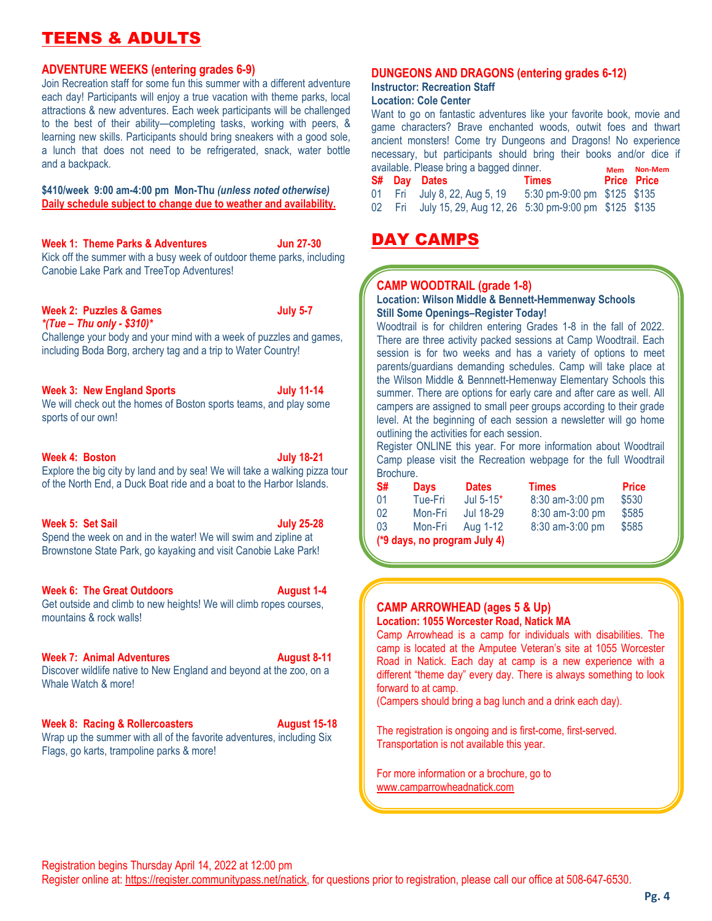# TEENS & ADULTS

### ADVENTURE WEEKS (entering grades 6-9)

Join Recreation staff for some fun this summer with a different adventure each day! Participants will enjoy a true vacation with theme parks, local attractions & new adventures. Each week participants will be challenged to the best of their ability—completing tasks, working with peers, & learning new skills. Participants should bring sneakers with a good sole, a lunch that does not need to be refrigerated, snack, water bottle and a backpack.

**$410/week 9:00 am-4:00 pm Mon-Thu *(unless noted otherwise)***
**Daily schedule subject to change due to weather and availability.**

**Week 1: Theme Parks & Adventures — Jun 27-30**
Kick off the summer with a busy week of outdoor theme parks, including Canobie Lake Park and TreeTop Adventures!

**Week 2: Puzzles & Games — July 5-7**
***(Tue – Thu only - $310)****
Challenge your body and your mind with a week of puzzles and games, including Boda Borg, archery tag and a trip to Water Country!

**Week 3: New England Sports — July 11-14**
We will check out the homes of Boston sports teams, and play some sports of our own!

**Week 4: Boston — July 18-21**
Explore the big city by land and by sea! We will take a walking pizza tour of the North End, a Duck Boat ride and a boat to the Harbor Islands.

**Week 5: Set Sail — July 25-28**
Spend the week on and in the water! We will swim and zipline at Brownstone State Park, go kayaking and visit Canobie Lake Park!

**Week 6: The Great Outdoors — August 1-4**
Get outside and climb to new heights! We will climb ropes courses, mountains & rock walls!

**Week 7: Animal Adventures — August 8-11**
Discover wildlife native to New England and beyond at the zoo, on a Whale Watch & more!

**Week 8: Racing & Rollercoasters — August 15-18**
Wrap up the summer with all of the favorite adventures, including Six Flags, go karts, trampoline parks & more!

### DUNGEONS AND DRAGONS (entering grades 6-12)

**Instructor: Recreation Staff**
**Location: Cole Center**

Want to go on fantastic adventures like your favorite book, movie and game characters? Brave enchanted woods, outwit foes and thwart ancient monsters! Come try Dungeons and Dragons! No experience necessary, but participants should bring their books and/or dice if available. Please bring a bagged dinner.

| S# | Day | Dates | Times | Mem Price | Non-Mem Price |
|---|---|---|---|---|---|
| 01 | Fri | July 8, 22, Aug 5, 19 | 5:30 pm-9:00 pm | $125 | $135 |
| 02 | Fri | July 15, 29, Aug 12, 26 | 5:30 pm-9:00 pm | $125 | $135 |

# DAY CAMPS

### CAMP WOODTRAIL (grade 1-8)

**Location: Wilson Middle & Bennett-Hemmenway Schools**
**Still Some Openings–Register Today!**

Woodtrail is for children entering Grades 1-8 in the fall of 2022. There are three activity packed sessions at Camp Woodtrail. Each session is for two weeks and has a variety of options to meet parents/guardians demanding schedules. Camp will take place at the Wilson Middle & Bennnett-Hemenway Elementary Schools this summer. There are options for early care and after care as well. All campers are assigned to small peer groups according to their grade level. At the beginning of each session a newsletter will go home outlining the activities for each session.

Register ONLINE this year. For more information about Woodtrail Camp please visit the Recreation webpage for the full Woodtrail Brochure.

| S# | Days | Dates | Times | Price |
|---|---|---|---|---|
| 01 | Tue-Fri | Jul 5-15* | 8:30 am-3:00 pm | $530 |
| 02 | Mon-Fri | Jul 18-29 | 8:30 am-3:00 pm | $585 |
| 03 | Mon-Fri | Aug 1-12 | 8:30 am-3:00 pm | $585 |

**(*9 days, no program July 4)**

### CAMP ARROWHEAD (ages 5 & Up)

**Location: 1055 Worcester Road, Natick MA**

Camp Arrowhead is a camp for individuals with disabilities. The camp is located at the Amputee Veteran's site at 1055 Worcester Road in Natick. Each day at camp is a new experience with a different "theme day" every day. There is always something to look forward to at camp.
(Campers should bring a bag lunch and a drink each day).

The registration is ongoing and is first-come, first-served.
Transportation is not available this year.

For more information or a brochure, go to
www.camparrowheadnatick.com

Registration begins Thursday April 14, 2022 at 12:00 pm
Register online at: https://register.communitypass.net/natick, for questions prior to registration, please call our office at 508-647-6530.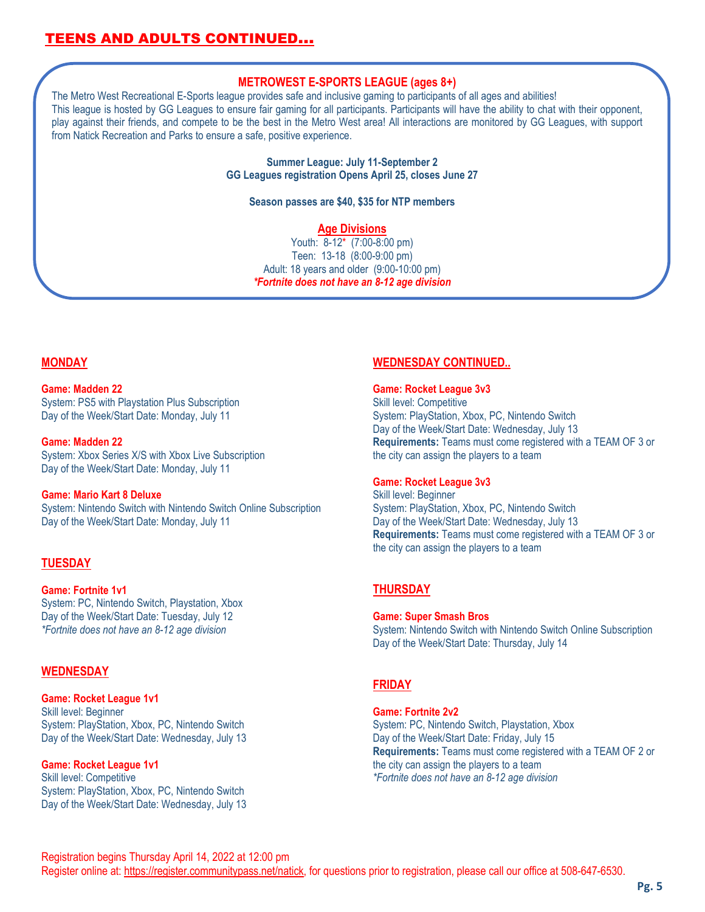# TEENS AND ADULTS CONTINUED…

## METROWEST E-SPORTS LEAGUE (ages 8+)

The Metro West Recreational E-Sports league provides safe and inclusive gaming to participants of all ages and abilities! This league is hosted by GG Leagues to ensure fair gaming for all participants. Participants will have the ability to chat with their opponent, play against their friends, and compete to be the best in the Metro West area! All interactions are monitored by GG Leagues, with support from Natick Recreation and Parks to ensure a safe, positive experience.

**Summer League: July 11-September 2**
**GG Leagues registration Opens April 25, closes June 27**

**Season passes are $40, $35 for NTP members**

### Age Divisions

Youth: 8-12* (7:00-8:00 pm)
Teen: 13-18 (8:00-9:00 pm)
Adult: 18 years and older (9:00-10:00 pm)
***Fortnite does not have an 8-12 age division***

## MONDAY

**Game: Madden 22**
System: PS5 with Playstation Plus Subscription
Day of the Week/Start Date: Monday, July 11

**Game: Madden 22**
System: Xbox Series X/S with Xbox Live Subscription
Day of the Week/Start Date: Monday, July 11

**Game: Mario Kart 8 Deluxe**
System: Nintendo Switch with Nintendo Switch Online Subscription
Day of the Week/Start Date: Monday, July 11

## TUESDAY

**Game: Fortnite 1v1**
System: PC, Nintendo Switch, Playstation, Xbox
Day of the Week/Start Date: Tuesday, July 12
*\*Fortnite does not have an 8-12 age division*

## WEDNESDAY

**Game: Rocket League 1v1**
Skill level: Beginner
System: PlayStation, Xbox, PC, Nintendo Switch
Day of the Week/Start Date: Wednesday, July 13

**Game: Rocket League 1v1**
Skill level: Competitive
System: PlayStation, Xbox, PC, Nintendo Switch
Day of the Week/Start Date: Wednesday, July 13

## WEDNESDAY CONTINUED..

**Game: Rocket League 3v3**
Skill level: Competitive
System: PlayStation, Xbox, PC, Nintendo Switch
Day of the Week/Start Date: Wednesday, July 13
**Requirements:** Teams must come registered with a TEAM OF 3 or the city can assign the players to a team

**Game: Rocket League 3v3**
Skill level: Beginner
System: PlayStation, Xbox, PC, Nintendo Switch
Day of the Week/Start Date: Wednesday, July 13
**Requirements:** Teams must come registered with a TEAM OF 3 or the city can assign the players to a team

## THURSDAY

**Game: Super Smash Bros**
System: Nintendo Switch with Nintendo Switch Online Subscription
Day of the Week/Start Date: Thursday, July 14

## FRIDAY

**Game: Fortnite 2v2**
System: PC, Nintendo Switch, Playstation, Xbox
Day of the Week/Start Date: Friday, July 15
**Requirements:** Teams must come registered with a TEAM OF 2 or the city can assign the players to a team
*\*Fortnite does not have an 8-12 age division*

Registration begins Thursday April 14, 2022 at 12:00 pm
Register online at: https://register.communitypass.net/natick, for questions prior to registration, please call our office at 508-647-6530.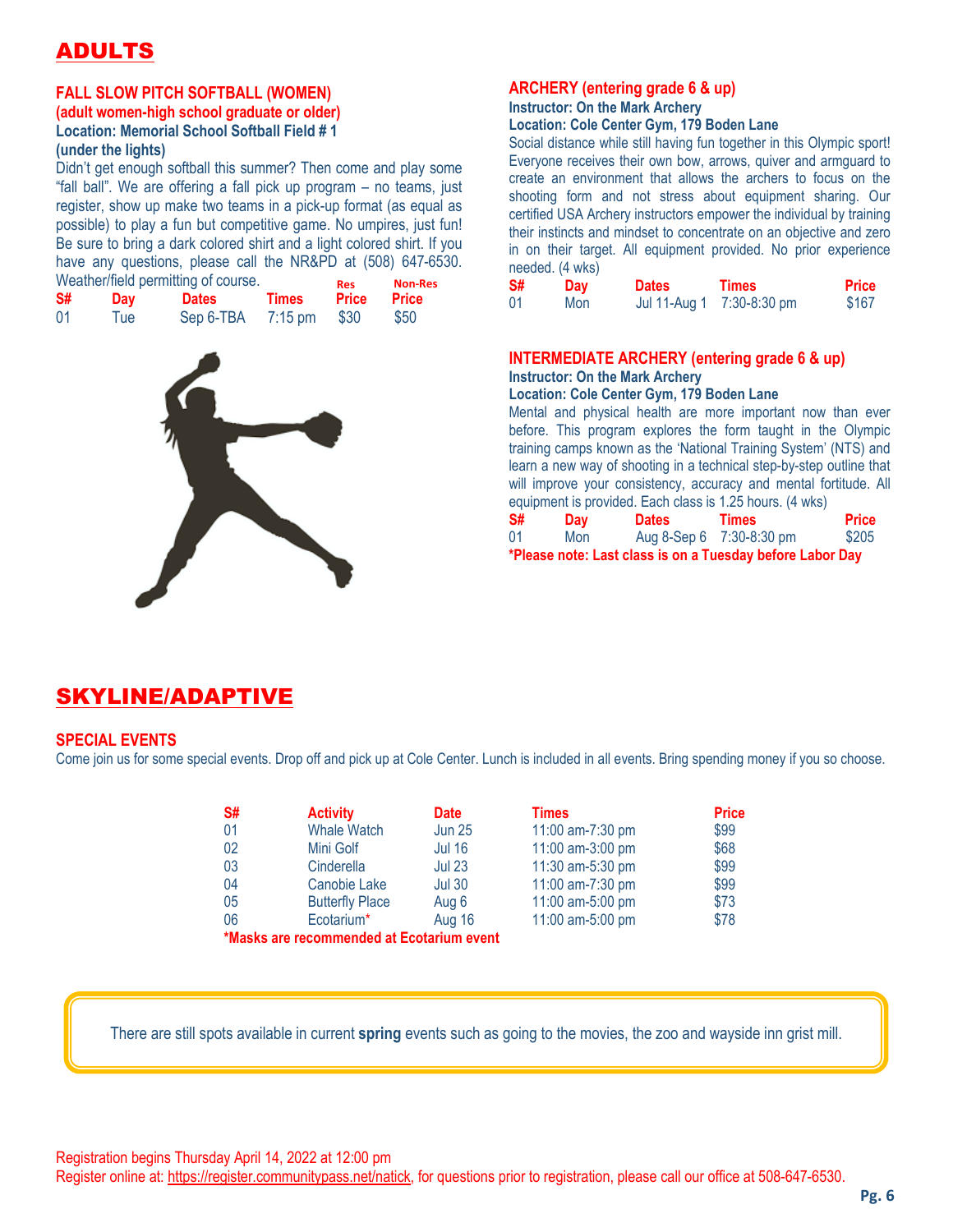# ADULTS

### FALL SLOW PITCH SOFTBALL (WOMEN)
**(adult women-high school graduate or older)**
**Location: Memorial School Softball Field # 1**
**(under the lights)**

Didn't get enough softball this summer? Then come and play some "fall ball". We are offering a fall pick up program – no teams, just register, show up make two teams in a pick-up format (as equal as possible) to play a fun but competitive game. No umpires, just fun! Be sure to bring a dark colored shirt and a light colored shirt. If you have any questions, please call the NR&PD at (508) 647-6530. Weather/field permitting of course.

| S# | Day | Dates | Times | Res Price | Non-Res Price |
|---|---|---|---|---|---|
| 01 | Tue | Sep 6-TBA | 7:15 pm | $30 | $50 |

### ARCHERY (entering grade 6 & up)
**Instructor: On the Mark Archery**
**Location: Cole Center Gym, 179 Boden Lane**

Social distance while still having fun together in this Olympic sport! Everyone receives their own bow, arrows, quiver and armguard to create an environment that allows the archers to focus on the shooting form and not stress about equipment sharing. Our certified USA Archery instructors empower the individual by training their instincts and mindset to concentrate on an objective and zero in on their target. All equipment provided. No prior experience needed. (4 wks)

| S# | Day | Dates | Times | Price |
|---|---|---|---|---|
| 01 | Mon | Jul 11-Aug 1 | 7:30-8:30 pm | $167 |

### INTERMEDIATE ARCHERY (entering grade 6 & up)
**Instructor: On the Mark Archery**
**Location: Cole Center Gym, 179 Boden Lane**

Mental and physical health are more important now than ever before. This program explores the form taught in the Olympic training camps known as the 'National Training System' (NTS) and learn a new way of shooting in a technical step-by-step outline that will improve your consistency, accuracy and mental fortitude. All equipment is provided. Each class is 1.25 hours. (4 wks)

| S# | Day | Dates | Times | Price |
|---|---|---|---|---|
| 01 | Mon | Aug 8-Sep 6 | 7:30-8:30 pm | $205 |

**\*Please note: Last class is on a Tuesday before Labor Day**

# SKYLINE/ADAPTIVE

### SPECIAL EVENTS

Come join us for some special events. Drop off and pick up at Cole Center. Lunch is included in all events. Bring spending money if you so choose.

| S# | Activity | Date | Times | Price |
|---|---|---|---|---|
| 01 | Whale Watch | Jun 25 | 11:00 am-7:30 pm | $99 |
| 02 | Mini Golf | Jul 16 | 11:00 am-3:00 pm | $68 |
| 03 | Cinderella | Jul 23 | 11:30 am-5:30 pm | $99 |
| 04 | Canobie Lake | Jul 30 | 11:00 am-7:30 pm | $99 |
| 05 | Butterfly Place | Aug 6 | 11:00 am-5:00 pm | $73 |
| 06 | Ecotarium* | Aug 16 | 11:00 am-5:00 pm | $78 |

**\*Masks are recommended at Ecotarium event**

There are still spots available in current **spring** events such as going to the movies, the zoo and wayside inn grist mill.

Registration begins Thursday April 14, 2022 at 12:00 pm
Register online at: https://register.communitypass.net/natick, for questions prior to registration, please call our office at 508-647-6530.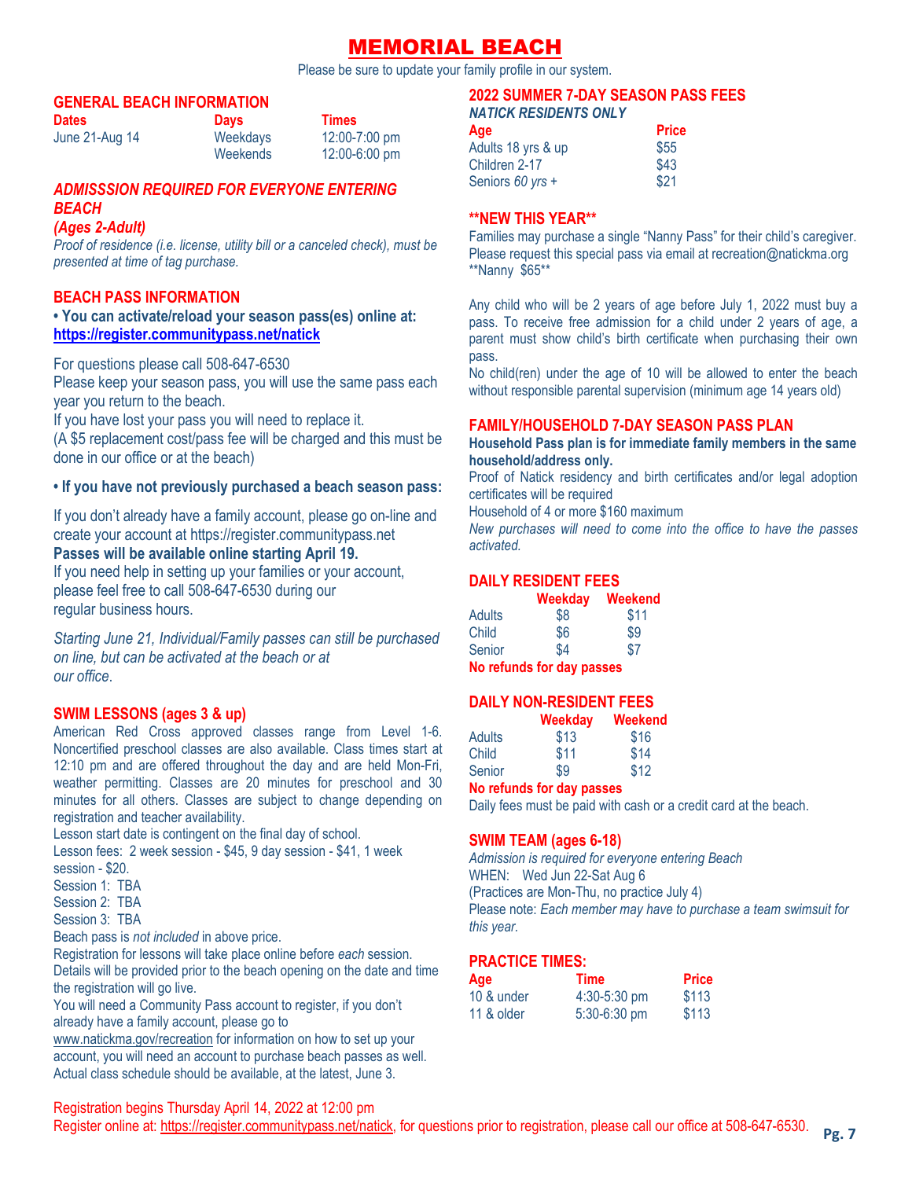# MEMORIAL BEACH

Please be sure to update your family profile in our system.

## GENERAL BEACH INFORMATION

| Dates | Days | Times |
|---|---|---|
| June 21-Aug 14 | Weekdays | 12:00-7:00 pm |
| | Weekends | 12:00-6:00 pm |

### *ADMISSSION REQUIRED FOR EVERYONE ENTERING BEACH*

***(Ages 2-Adult)***

*Proof of residence (i.e. license, utility bill or a canceled check), must be presented at time of tag purchase.*

## BEACH PASS INFORMATION

**• You can activate/reload your season pass(es) online at: https://register.communitypass.net/natick**

For questions please call 508-647-6530

Please keep your season pass, you will use the same pass each year you return to the beach.

If you have lost your pass you will need to replace it.

(A $5 replacement cost/pass fee will be charged and this must be done in our office or at the beach)

**• If you have not previously purchased a beach season pass:**

If you don't already have a family account, please go on-line and create your account at https://register.communitypass.net

**Passes will be available online starting April 19.**

If you need help in setting up your families or your account, please feel free to call 508-647-6530 during our regular business hours.

*Starting June 21, Individual/Family passes can still be purchased on line, but can be activated at the beach or at our office.*

## SWIM LESSONS (ages 3 & up)

American Red Cross approved classes range from Level 1-6. Noncertified preschool classes are also available. Class times start at 12:10 pm and are offered throughout the day and are held Mon-Fri, weather permitting. Classes are 20 minutes for preschool and 30 minutes for all others. Classes are subject to change depending on registration and teacher availability.

Lesson start date is contingent on the final day of school.

Lesson fees: 2 week session - $45, 9 day session - $41, 1 week session - $20.

Session 1: TBA

Session 2: TBA

Session 3: TBA

Beach pass is *not included* in above price.

Registration for lessons will take place online before *each* session. Details will be provided prior to the beach opening on the date and time the registration will go live.

You will need a Community Pass account to register, if you don't already have a family account, please go to www.natickma.gov/recreation for information on how to set up your account, you will need an account to purchase beach passes as well. Actual class schedule should be available, at the latest, June 3.

## 2022 SUMMER 7-DAY SEASON PASS FEES

***NATICK RESIDENTS ONLY***

| Age | Price |
|---|---|
| Adults 18 yrs & up | $55 |
| Children 2-17 | $43 |
| Seniors *60 yrs +* | $21 |

## **NEW THIS YEAR**

Families may purchase a single "Nanny Pass" for their child's caregiver. Please request this special pass via email at recreation@natickma.org **Nanny $65**

Any child who will be 2 years of age before July 1, 2022 must buy a pass. To receive free admission for a child under 2 years of age, a parent must show child's birth certificate when purchasing their own pass.

No child(ren) under the age of 10 will be allowed to enter the beach without responsible parental supervision (minimum age 14 years old)

## FAMILY/HOUSEHOLD 7-DAY SEASON PASS PLAN

**Household Pass plan is for immediate family members in the same household/address only.**

Proof of Natick residency and birth certificates and/or legal adoption certificates will be required

Household of 4 or more $160 maximum

*New purchases will need to come into the office to have the passes activated.*

## DAILY RESIDENT FEES

| | Weekday | Weekend |
|---|---|---|
| Adults | $8 | $11 |
| Child | $6 | $9 |
| Senior | $4 | $7 |

**No refunds for day passes**

## DAILY NON-RESIDENT FEES

| | Weekday | Weekend |
|---|---|---|
| Adults | $13 | $16 |
| Child | $11 | $14 |
| Senior | $9 | $12 |

**No refunds for day passes**

Daily fees must be paid with cash or a credit card at the beach.

## SWIM TEAM (ages 6-18)

*Admission is required for everyone entering Beach*

WHEN: Wed Jun 22-Sat Aug 6

(Practices are Mon-Thu, no practice July 4)

Please note: *Each member may have to purchase a team swimsuit for this year.*

## PRACTICE TIMES:

| Age | Time | Price |
|---|---|---|
| 10 & under | 4:30-5:30 pm | $113 |
| 11 & older | 5:30-6:30 pm | $113 |

Registration begins Thursday April 14, 2022 at 12:00 pm

Register online at: https://register.communitypass.net/natick, for questions prior to registration, please call our office at 508-647-6530.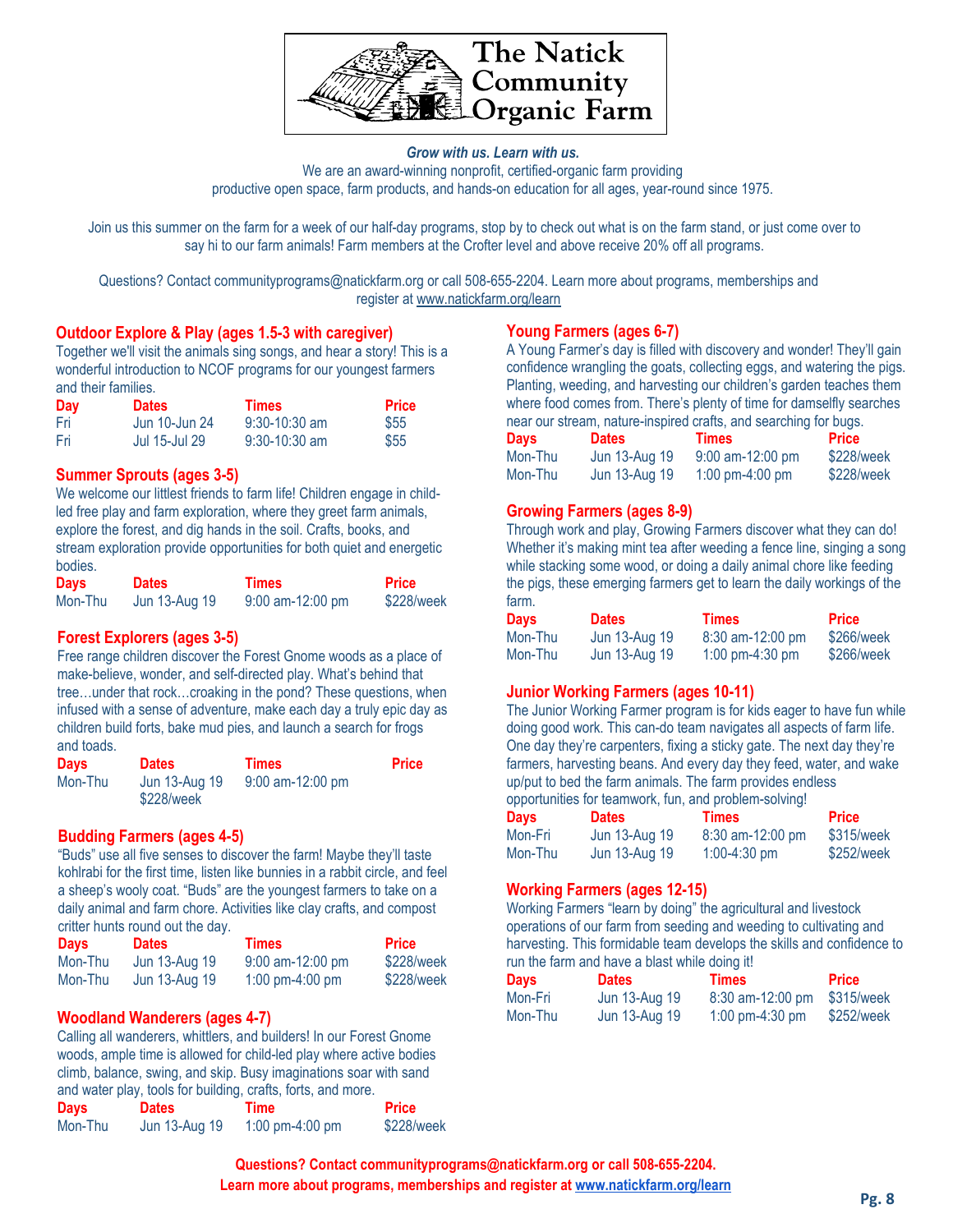# The Natick Community Organic Farm

***Grow with us. Learn with us.***

We are an award-winning nonprofit, certified-organic farm providing productive open space, farm products, and hands-on education for all ages, year-round since 1975.

Join us this summer on the farm for a week of our half-day programs, stop by to check out what is on the farm stand, or just come over to say hi to our farm animals! Farm members at the Crofter level and above receive 20% off all programs.

Questions? Contact communityprograms@natickfarm.org or call 508-655-2204. Learn more about programs, memberships and register at www.natickfarm.org/learn

## Outdoor Explore & Play (ages 1.5-3 with caregiver)

Together we'll visit the animals sing songs, and hear a story! This is a wonderful introduction to NCOF programs for our youngest farmers and their families.

| Day | Dates | Times | Price |
|---|---|---|---|
| Fri | Jun 10-Jun 24 | 9:30-10:30 am | $55 |
| Fri | Jul 15-Jul 29 | 9:30-10:30 am | $55 |

## Summer Sprouts (ages 3-5)

We welcome our littlest friends to farm life! Children engage in child-led free play and farm exploration, where they greet farm animals, explore the forest, and dig hands in the soil. Crafts, books, and stream exploration provide opportunities for both quiet and energetic bodies.

| Days | Dates | Times | Price |
|---|---|---|---|
| Mon-Thu | Jun 13-Aug 19 | 9:00 am-12:00 pm | $228/week |

## Forest Explorers (ages 3-5)

Free range children discover the Forest Gnome woods as a place of make-believe, wonder, and self-directed play. What's behind that tree…under that rock…croaking in the pond? These questions, when infused with a sense of adventure, make each day a truly epic day as children build forts, bake mud pies, and launch a search for frogs and toads.

| Days | Dates | Times | Price |
|---|---|---|---|
| Mon-Thu | Jun 13-Aug 19 $228/week | 9:00 am-12:00 pm | |

## Budding Farmers (ages 4-5)

"Buds" use all five senses to discover the farm! Maybe they'll taste kohlrabi for the first time, listen like bunnies in a rabbit circle, and feel a sheep's wooly coat. "Buds" are the youngest farmers to take on a daily animal and farm chore. Activities like clay crafts, and compost critter hunts round out the day.

| Days | Dates | Times | Price |
|---|---|---|---|
| Mon-Thu | Jun 13-Aug 19 | 9:00 am-12:00 pm | $228/week |
| Mon-Thu | Jun 13-Aug 19 | 1:00 pm-4:00 pm | $228/week |

## Woodland Wanderers (ages 4-7)

Calling all wanderers, whittlers, and builders! In our Forest Gnome woods, ample time is allowed for child-led play where active bodies climb, balance, swing, and skip. Busy imaginations soar with sand and water play, tools for building, crafts, forts, and more.

| Days | Dates | Time | Price |
|---|---|---|---|
| Mon-Thu | Jun 13-Aug 19 | 1:00 pm-4:00 pm | $228/week |

## Young Farmers (ages 6-7)

A Young Farmer's day is filled with discovery and wonder! They'll gain confidence wrangling the goats, collecting eggs, and watering the pigs. Planting, weeding, and harvesting our children's garden teaches them where food comes from. There's plenty of time for damselfly searches near our stream, nature-inspired crafts, and searching for bugs.

| Days | Dates | Times | Price |
|---|---|---|---|
| Mon-Thu | Jun 13-Aug 19 | 9:00 am-12:00 pm | $228/week |
| Mon-Thu | Jun 13-Aug 19 | 1:00 pm-4:00 pm | $228/week |

## Growing Farmers (ages 8-9)

Through work and play, Growing Farmers discover what they can do! Whether it's making mint tea after weeding a fence line, singing a song while stacking some wood, or doing a daily animal chore like feeding the pigs, these emerging farmers get to learn the daily workings of the farm.

| Days | Dates | Times | Price |
|---|---|---|---|
| Mon-Thu | Jun 13-Aug 19 | 8:30 am-12:00 pm | $266/week |
| Mon-Thu | Jun 13-Aug 19 | 1:00 pm-4:30 pm | $266/week |

## Junior Working Farmers (ages 10-11)

The Junior Working Farmer program is for kids eager to have fun while doing good work. This can-do team navigates all aspects of farm life. One day they're carpenters, fixing a sticky gate. The next day they're farmers, harvesting beans. And every day they feed, water, and wake up/put to bed the farm animals. The farm provides endless opportunities for teamwork, fun, and problem-solving!

| Days | Dates | Times | Price |
|---|---|---|---|
| Mon-Fri | Jun 13-Aug 19 | 8:30 am-12:00 pm | $315/week |
| Mon-Thu | Jun 13-Aug 19 | 1:00-4:30 pm | $252/week |

## Working Farmers (ages 12-15)

Working Farmers "learn by doing" the agricultural and livestock operations of our farm from seeding and weeding to cultivating and harvesting. This formidable team develops the skills and confidence to run the farm and have a blast while doing it!

| Days | Dates | Times | Price |
|---|---|---|---|
| Mon-Fri | Jun 13-Aug 19 | 8:30 am-12:00 pm | $315/week |
| Mon-Thu | Jun 13-Aug 19 | 1:00 pm-4:30 pm | $252/week |

**Questions? Contact communityprograms@natickfarm.org or call 508-655-2204.**
**Learn more about programs, memberships and register at www.natickfarm.org/learn**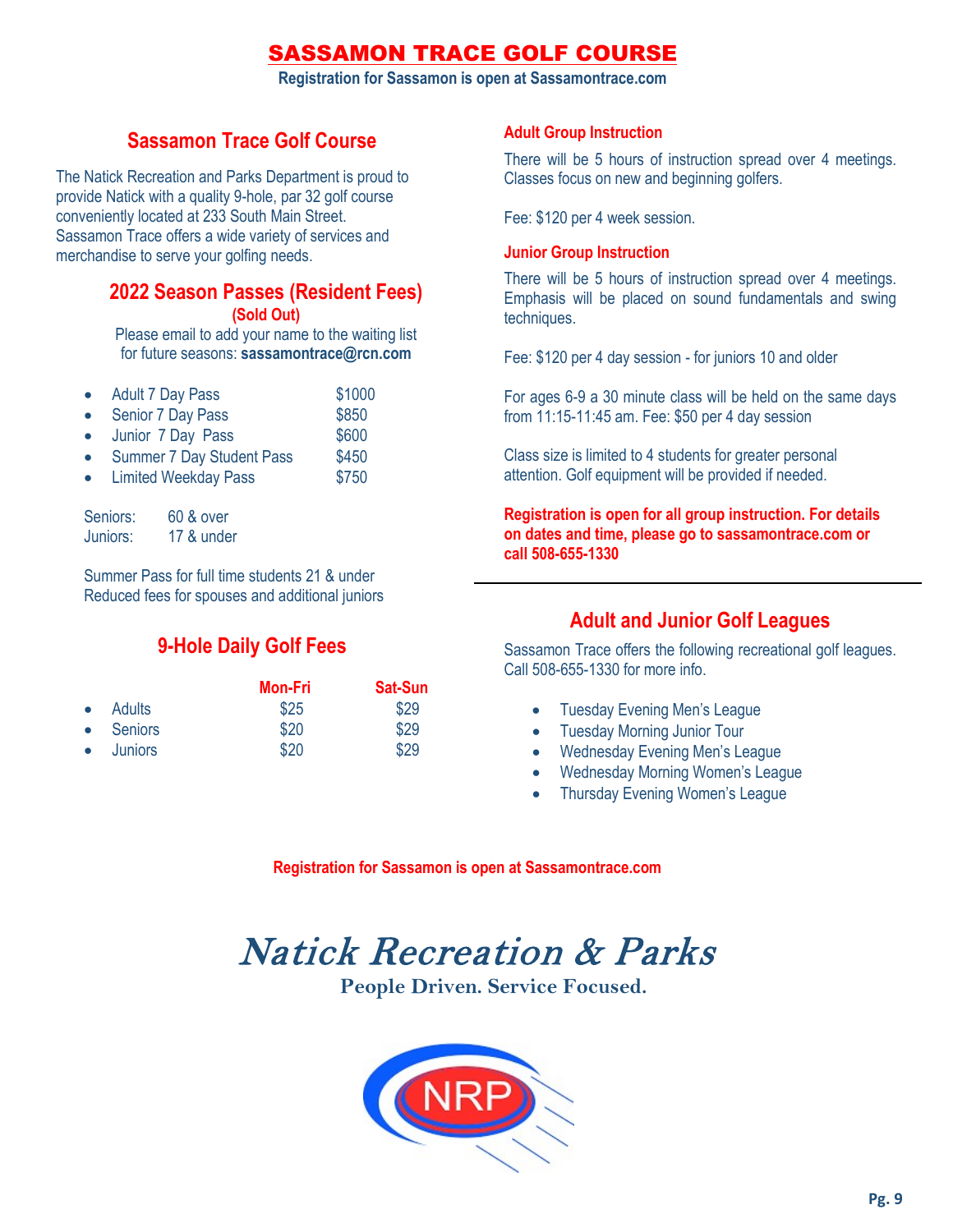# SASSAMON TRACE GOLF COURSE

**Registration for Sassamon is open at Sassamontrace.com**

## Sassamon Trace Golf Course

The Natick Recreation and Parks Department is proud to provide Natick with a quality 9-hole, par 32 golf course conveniently located at 233 South Main Street. Sassamon Trace offers a wide variety of services and merchandise to serve your golfing needs.

## 2022 Season Passes (Resident Fees)

**(Sold Out)**

Please email to add your name to the waiting list for future seasons: **sassamontrace@rcn.com**

- Adult 7 Day Pass $1000
- Senior 7 Day Pass $850
- Junior 7 Day Pass $600
- Summer 7 Day Student Pass $450
- Limited Weekday Pass $750

Seniors: 60 & over
Juniors: 17 & under

Summer Pass for full time students 21 & under
Reduced fees for spouses and additional juniors

## 9-Hole Daily Golf Fees

| | Mon-Fri | Sat-Sun |
|---|---|---|
| Adults | $25 | $29 |
| Seniors | $20 | $29 |
| Juniors | $20 | $29 |

### Adult Group Instruction

There will be 5 hours of instruction spread over 4 meetings. Classes focus on new and beginning golfers.

Fee: $120 per 4 week session.

### Junior Group Instruction

There will be 5 hours of instruction spread over 4 meetings. Emphasis will be placed on sound fundamentals and swing techniques.

Fee: $120 per 4 day session - for juniors 10 and older

For ages 6-9 a 30 minute class will be held on the same days from 11:15-11:45 am. Fee: $50 per 4 day session

Class size is limited to 4 students for greater personal attention. Golf equipment will be provided if needed.

**Registration is open for all group instruction. For details on dates and time, please go to sassamontrace.com or call 508-655-1330**

## Adult and Junior Golf Leagues

Sassamon Trace offers the following recreational golf leagues. Call 508-655-1330 for more info.

- Tuesday Evening Men's League
- Tuesday Morning Junior Tour
- Wednesday Evening Men's League
- Wednesday Morning Women's League
- Thursday Evening Women's League

**Registration for Sassamon is open at Sassamontrace.com**

*Natick Recreation & Parks*

**People Driven. Service Focused.**

NRP